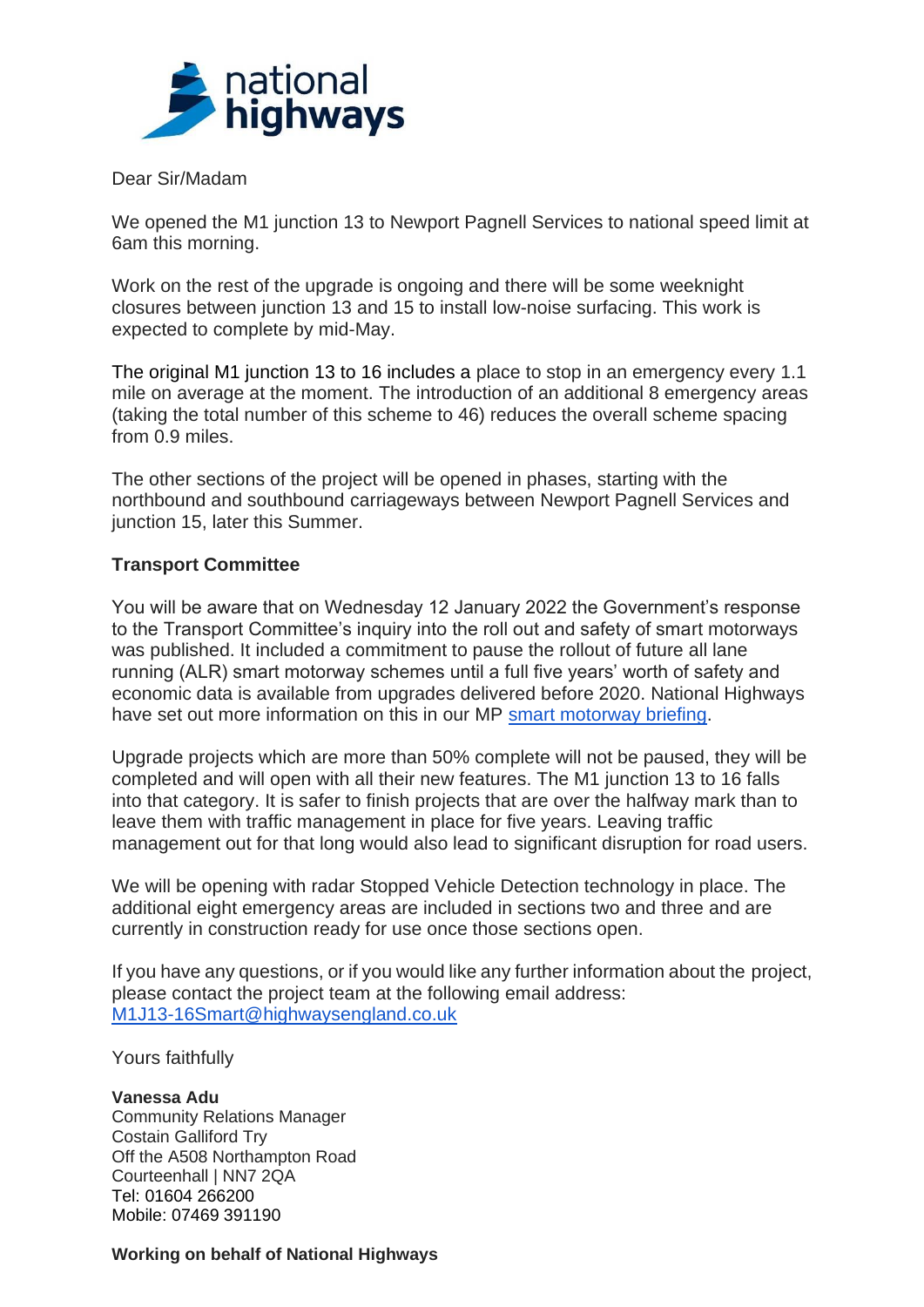Dear Sir/Madam

We opened the M1 junction 13 to Newport Pagnell Services to national speed limit at 6am this morning.

Work on the rest of the upgrade is ongoing and there will be some weeknight closures between junction 13 and 15 to install low-noise surfacing. This work is expected to complete by mid-May.

The original M1 junction 13 to 16 includes a place to stop in an emergency every 1.1 mile on average at the moment. The introduction of an additional 8 emergency areas (taking the total number of this scheme to 46) reduces the overall scheme spacing from 0.9 miles.

The other sections of the project will be opened in phases, starting with the northbound and southbound carriageways between Newport Pagnell Services and junction 15, later this Summer.

**Transport Committee**

You will be aware that on Wednesday 12 January 2022 the Government's response to the Transport Committee's inquiry into the roll out and safety of smart motorways was published. It included a commitment to pause the rollout of future all lane running (ALR) smart motorway schemes until a full five years' worth of safety and economic data is available from upgrades delivered before 2020. National Highways have set out more information on this in our MP [smart motorway briefing](smart motorway briefing).

Upgrade projects which are more than 50% complete will not be paused, they will be completed and will open with all their new features. The M1 junction 13 to 16 falls into that category. It is safer to finish projects that are over the halfway mark than to leave them with traffic management in place for five years. Leaving traffic management out for that long would also lead to significant disruption for road users.

We will be opening with radar Stopped Vehicle Detection technology in place. The additional eight emergency areas are included in sections two and three and are currently in construction ready for use once those sections open.

If you have any questions, or if you would like any further information about the project, please contact the project team at the following email address: M1J13-16Smart@highwaysengland.co.uk

Yours faithfully

**Vanessa Adu**
Community Relations Manager
Costain Galliford Try
Off the A508 Northampton Road
Courteenhall | NN7 2QA
Tel: 01604 266200
Mobile: 07469 391190

**Working on behalf of National Highways**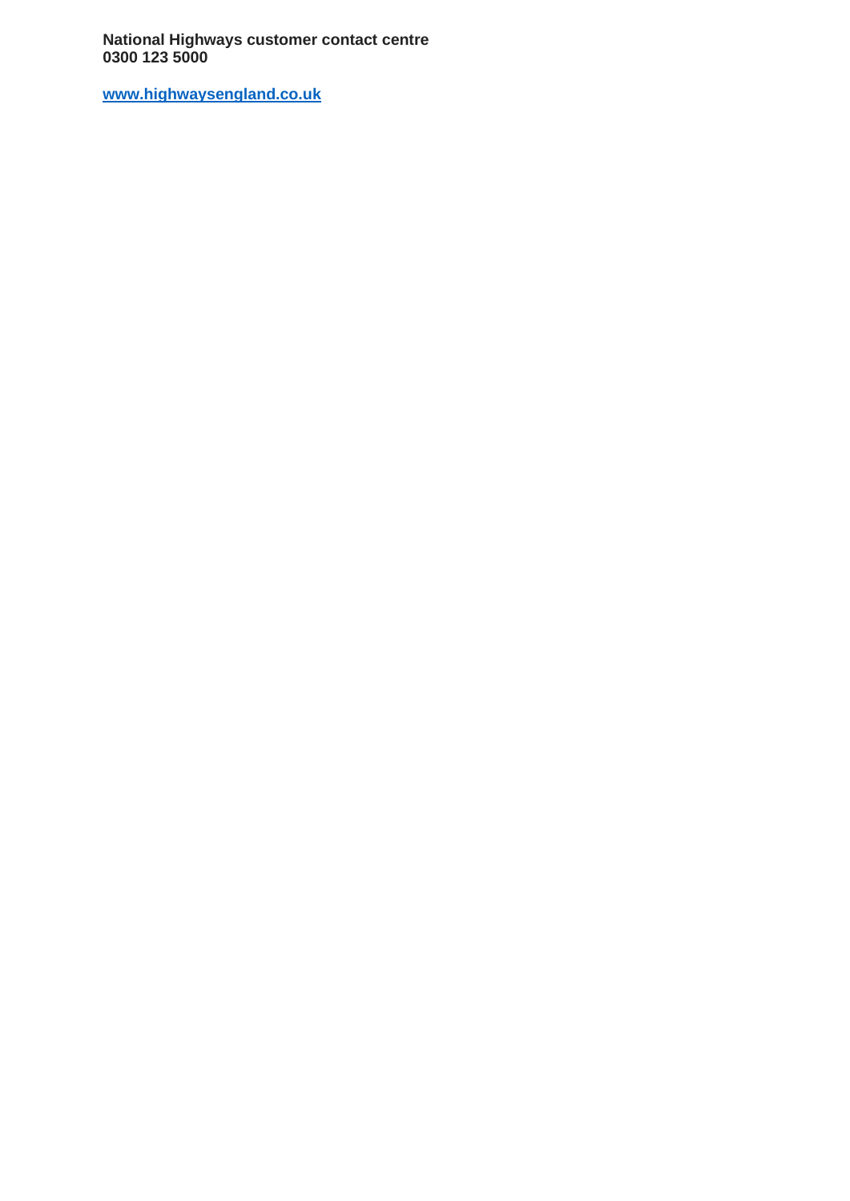**National Highways customer contact centre**
**0300 123 5000**

**[www.highwaysengland.co.uk](http://www.highwaysengland.co.uk)**